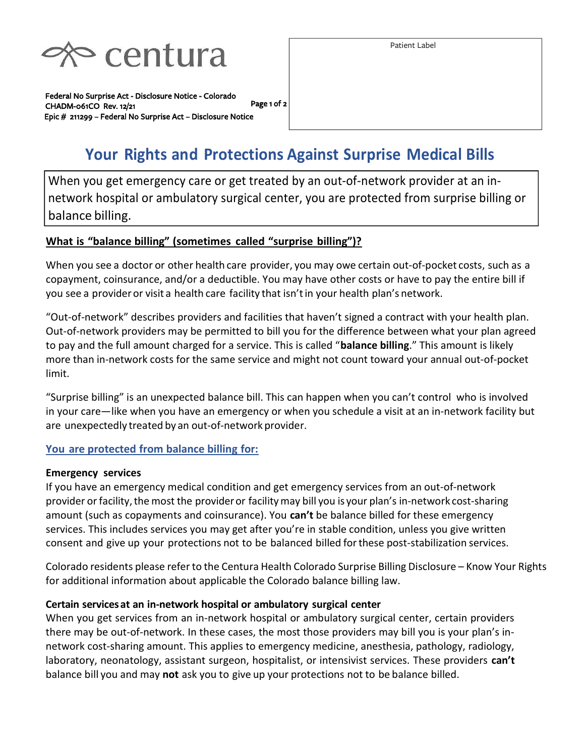centura

Federal No Surprise Act - Disclosure Notice - Colorado
CHADM-061CO Rev. 12/21
Epic # 211299 – Federal No Surprise Act – Disclosure Notice

Patient Label

# Your Rights and Protections Against Surprise Medical Bills

When you get emergency care or get treated by an out-of-network provider at an in-network hospital or ambulatory surgical center, you are protected from surprise billing or balance billing.

## What is "balance billing" (sometimes called "surprise billing")?

When you see a doctor or other health care provider, you may owe certain out-of-pocket costs, such as a copayment, coinsurance, and/or a deductible. You may have other costs or have to pay the entire bill if you see a provider or visit a health care facility that isn't in your health plan's network.

"Out-of-network" describes providers and facilities that haven't signed a contract with your health plan. Out-of-network providers may be permitted to bill you for the difference between what your plan agreed to pay and the full amount charged for a service. This is called "**balance billing**." This amount is likely more than in-network costs for the same service and might not count toward your annual out-of-pocket limit.

"Surprise billing" is an unexpected balance bill. This can happen when you can't control who is involved in your care—like when you have an emergency or when you schedule a visit at an in-network facility but are unexpectedly treated by an out-of-network provider.

## You are protected from balance billing for:

### Emergency services

If you have an emergency medical condition and get emergency services from an out-of-network provider or facility, the most the provider or facility may bill you is your plan's in-network cost-sharing amount (such as copayments and coinsurance). You **can't** be balance billed for these emergency services. This includes services you may get after you're in stable condition, unless you give written consent and give up your protections not to be balanced billed for these post-stabilization services.

Colorado residents please refer to the Centura Health Colorado Surprise Billing Disclosure – Know Your Rights for additional information about applicable the Colorado balance billing law.

### Certain services at an in-network hospital or ambulatory surgical center

When you get services from an in-network hospital or ambulatory surgical center, certain providers there may be out-of-network. In these cases, the most those providers may bill you is your plan's in-network cost-sharing amount. This applies to emergency medicine, anesthesia, pathology, radiology, laboratory, neonatology, assistant surgeon, hospitalist, or intensivist services. These providers **can't** balance bill you and may **not** ask you to give up your protections not to be balance billed.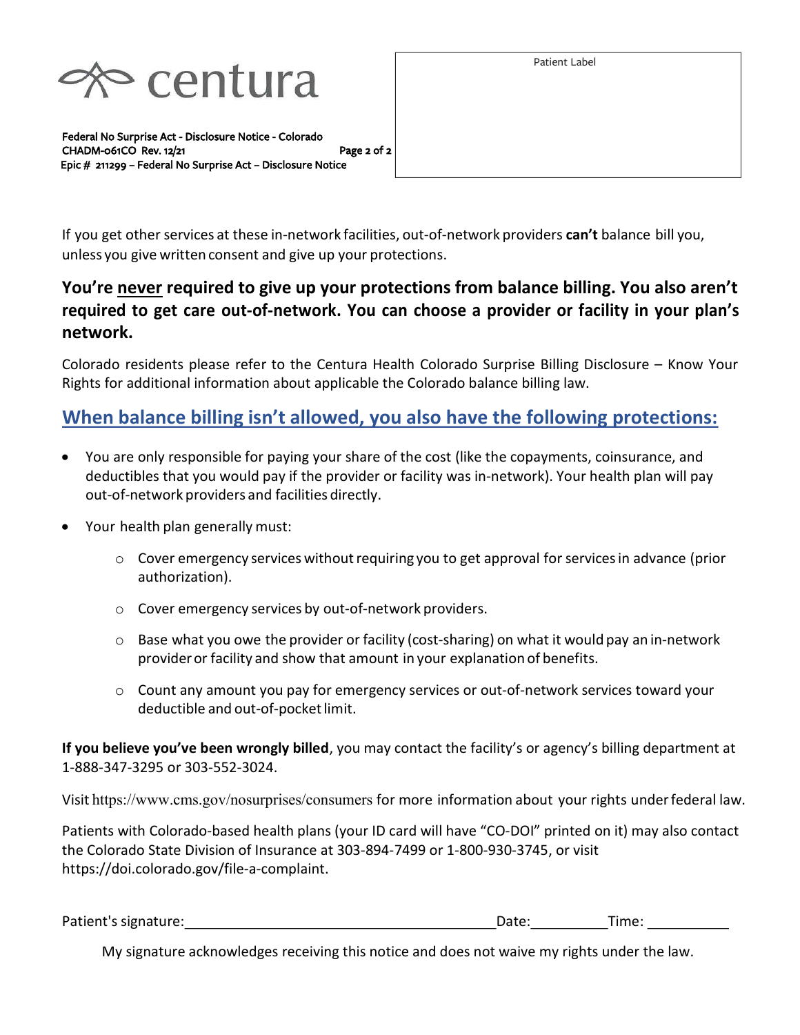If you get other services at these in-network facilities, out-of-network providers **can't** balance bill you, unless you give written consent and give up your protections.

**You're never required to give up your protections from balance billing. You also aren't required to get care out-of-network. You can choose a provider or facility in your plan's network.**

Colorado residents please refer to the Centura Health Colorado Surprise Billing Disclosure – Know Your Rights for additional information about applicable the Colorado balance billing law.

## When balance billing isn't allowed, you also have the following protections:

- You are only responsible for paying your share of the cost (like the copayments, coinsurance, and deductibles that you would pay if the provider or facility was in-network). Your health plan will pay out-of-network providers and facilities directly.
- Your health plan generally must:
  - Cover emergency services without requiring you to get approval for services in advance (prior authorization).
  - Cover emergency services by out-of-network providers.
  - Base what you owe the provider or facility (cost-sharing) on what it would pay an in-network provider or facility and show that amount in your explanation of benefits.
  - Count any amount you pay for emergency services or out-of-network services toward your deductible and out-of-pocket limit.

**If you believe you've been wrongly billed**, you may contact the facility's or agency's billing department at 1-888-347-3295 or 303-552-3024.

Visit https://www.cms.gov/nosurprises/consumers for more information about your rights under federal law.

Patients with Colorado-based health plans (your ID card will have "CO-DOI" printed on it) may also contact the Colorado State Division of Insurance at 303-894-7499 or 1-800-930-3745, or visit https://doi.colorado.gov/file-a-complaint.

Patient's signature:________________________________________ Date:__________ Time: ___________

My signature acknowledges receiving this notice and does not waive my rights under the law.